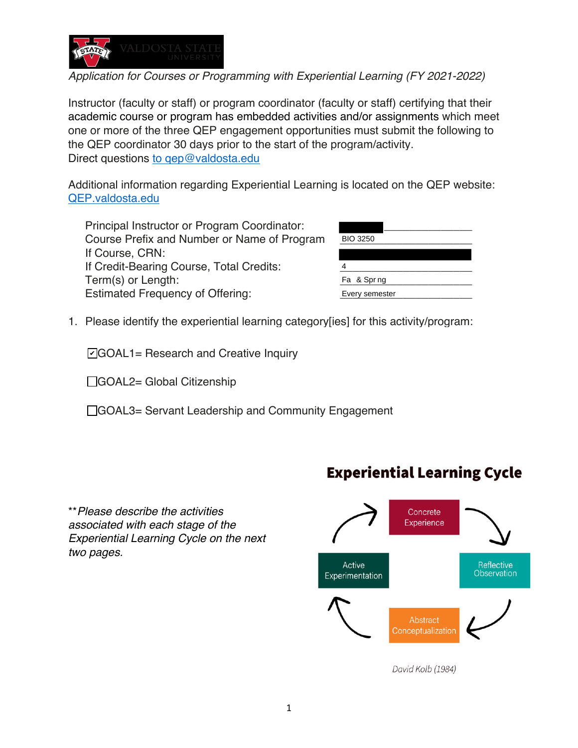*Application for Courses or Programming with Experiential Learning (FY 2021-2022)*

Instructor (faculty or staff) or program coordinator (faculty or staff) certifying that their academic course or program has embedded activities and/or assignments which meet one or more of the three QEP engagement opportunities must submit the following to the QEP coordinator 30 days prior to the start of the program/activity.
Direct questions to qep@valdosta.edu

Additional information regarding Experiential Learning is located on the QEP website: QEP.valdosta.edu

| | |
|---|---|
| Principal Instructor or Program Coordinator: | |
| Course Prefix and Number or Name of Program | BIO 3250 |
| If Course, CRN: | |
| If Credit-Bearing Course, Total Credits: | 4 |
| Term(s) or Length: | Fa & Spr ng |
| Estimated Frequency of Offering: | Every semester |

1. Please identify the experiential learning category[ies] for this activity/program:

   ☑ GOAL1= Research and Creative Inquiry

   ☐ GOAL2= Global Citizenship

   ☐ GOAL3= Servant Leadership and Community Engagement

## Experiential Learning Cycle

Concrete Experience → Reflective Observation → Abstract Conceptualization → Active Experimentation

David Kolb (1984)

***Please describe the activities associated with each stage of the Experiential Learning Cycle on the next two pages.*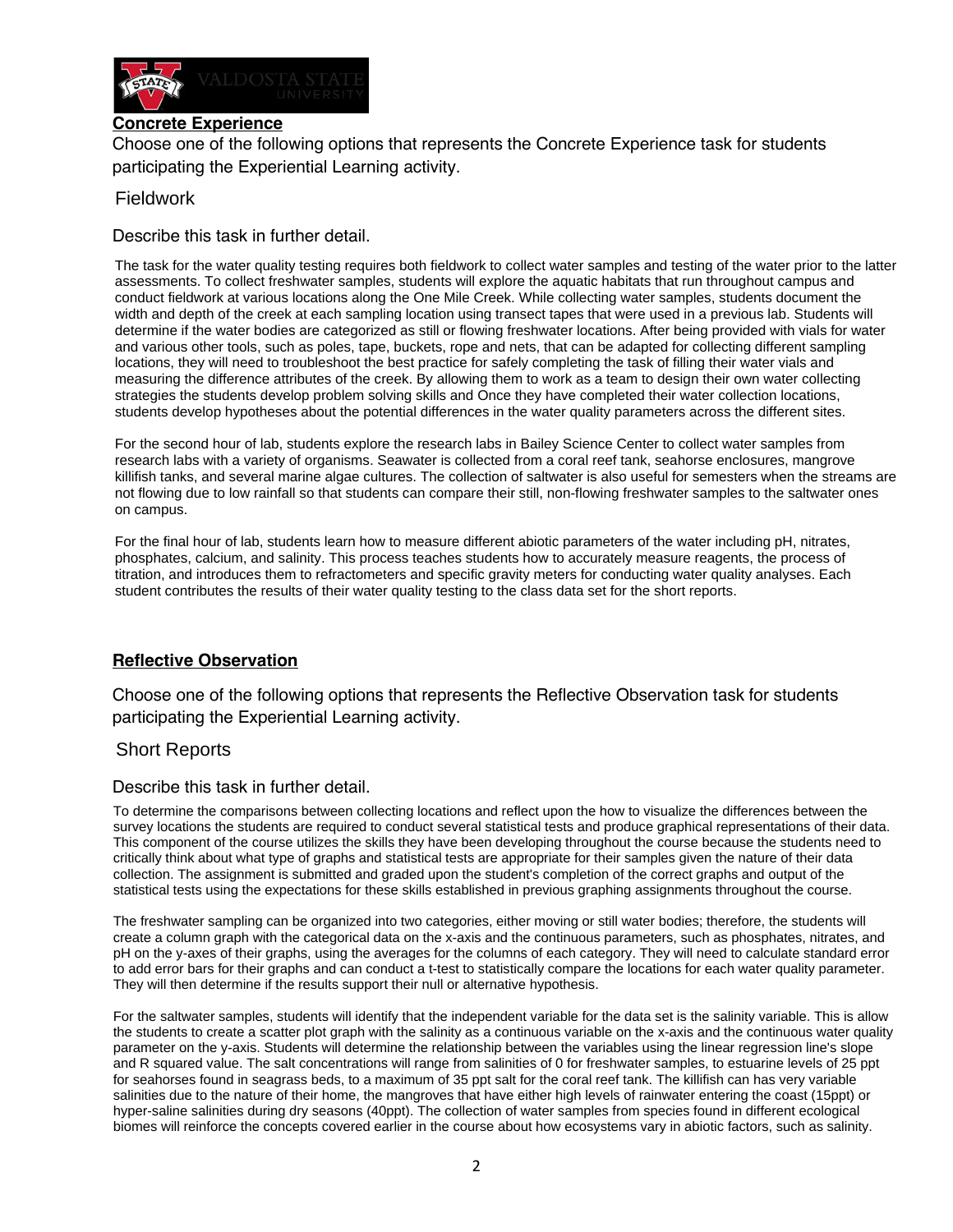## Concrete Experience

Choose one of the following options that represents the Concrete Experience task for students participating the Experiential Learning activity.

Fieldwork

Describe this task in further detail.

The task for the water quality testing requires both fieldwork to collect water samples and testing of the water prior to the latter assessments. To collect freshwater samples, students will explore the aquatic habitats that run throughout campus and conduct fieldwork at various locations along the One Mile Creek. While collecting water samples, students document the width and depth of the creek at each sampling location using transect tapes that were used in a previous lab. Students will determine if the water bodies are categorized as still or flowing freshwater locations. After being provided with vials for water and various other tools, such as poles, tape, buckets, rope and nets, that can be adapted for collecting different sampling locations, they will need to troubleshoot the best practice for safely completing the task of filling their water vials and measuring the difference attributes of the creek. By allowing them to work as a team to design their own water collecting strategies the students develop problem solving skills and Once they have completed their water collection locations, students develop hypotheses about the potential differences in the water quality parameters across the different sites.

For the second hour of lab, students explore the research labs in Bailey Science Center to collect water samples from research labs with a variety of organisms. Seawater is collected from a coral reef tank, seahorse enclosures, mangrove killifish tanks, and several marine algae cultures. The collection of saltwater is also useful for semesters when the streams are not flowing due to low rainfall so that students can compare their still, non-flowing freshwater samples to the saltwater ones on campus.

For the final hour of lab, students learn how to measure different abiotic parameters of the water including pH, nitrates, phosphates, calcium, and salinity. This process teaches students how to accurately measure reagents, the process of titration, and introduces them to refractometers and specific gravity meters for conducting water quality analyses. Each student contributes the results of their water quality testing to the class data set for the short reports.

## Reflective Observation

Choose one of the following options that represents the Reflective Observation task for students participating the Experiential Learning activity.

Short Reports

Describe this task in further detail.

To determine the comparisons between collecting locations and reflect upon the how to visualize the differences between the survey locations the students are required to conduct several statistical tests and produce graphical representations of their data. This component of the course utilizes the skills they have been developing throughout the course because the students need to critically think about what type of graphs and statistical tests are appropriate for their samples given the nature of their data collection. The assignment is submitted and graded upon the student's completion of the correct graphs and output of the statistical tests using the expectations for these skills established in previous graphing assignments throughout the course.

The freshwater sampling can be organized into two categories, either moving or still water bodies; therefore, the students will create a column graph with the categorical data on the x-axis and the continuous parameters, such as phosphates, nitrates, and pH on the y-axes of their graphs, using the averages for the columns of each category. They will need to calculate standard error to add error bars for their graphs and can conduct a t-test to statistically compare the locations for each water quality parameter. They will then determine if the results support their null or alternative hypothesis.

For the saltwater samples, students will identify that the independent variable for the data set is the salinity variable. This is allow the students to create a scatter plot graph with the salinity as a continuous variable on the x-axis and the continuous water quality parameter on the y-axis. Students will determine the relationship between the variables using the linear regression line's slope and R squared value. The salt concentrations will range from salinities of 0 for freshwater samples, to estuarine levels of 25 ppt for seahorses found in seagrass beds, to a maximum of 35 ppt salt for the coral reef tank. The killifish can has very variable salinities due to the nature of their home, the mangroves that have either high levels of rainwater entering the coast (15ppt) or hyper-saline salinities during dry seasons (40ppt). The collection of water samples from species found in different ecological biomes will reinforce the concepts covered earlier in the course about how ecosystems vary in abiotic factors, such as salinity.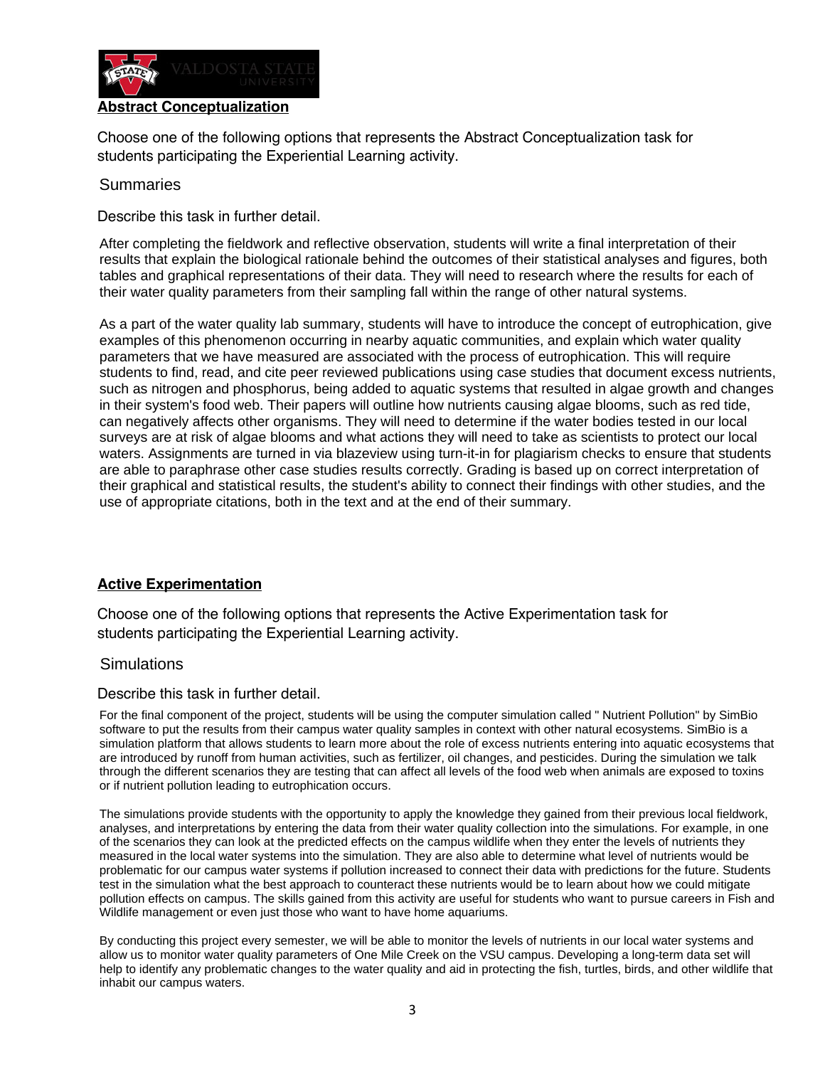## Abstract Conceptualization

Choose one of the following options that represents the Abstract Conceptualization task for students participating the Experiential Learning activity.

Summaries

Describe this task in further detail.

After completing the fieldwork and reflective observation, students will write a final interpretation of their results that explain the biological rationale behind the outcomes of their statistical analyses and figures, both tables and graphical representations of their data. They will need to research where the results for each of their water quality parameters from their sampling fall within the range of other natural systems.

As a part of the water quality lab summary, students will have to introduce the concept of eutrophication, give examples of this phenomenon occurring in nearby aquatic communities, and explain which water quality parameters that we have measured are associated with the process of eutrophication. This will require students to find, read, and cite peer reviewed publications using case studies that document excess nutrients, such as nitrogen and phosphorus, being added to aquatic systems that resulted in algae growth and changes in their system's food web. Their papers will outline how nutrients causing algae blooms, such as red tide, can negatively affects other organisms. They will need to determine if the water bodies tested in our local surveys are at risk of algae blooms and what actions they will need to take as scientists to protect our local waters. Assignments are turned in via blazeview using turn-it-in for plagiarism checks to ensure that students are able to paraphrase other case studies results correctly. Grading is based up on correct interpretation of their graphical and statistical results, the student's ability to connect their findings with other studies, and the use of appropriate citations, both in the text and at the end of their summary.

## Active Experimentation

Choose one of the following options that represents the Active Experimentation task for students participating the Experiential Learning activity.

Simulations

Describe this task in further detail.

For the final component of the project, students will be using the computer simulation called " Nutrient Pollution" by SimBio software to put the results from their campus water quality samples in context with other natural ecosystems. SimBio is a simulation platform that allows students to learn more about the role of excess nutrients entering into aquatic ecosystems that are introduced by runoff from human activities, such as fertilizer, oil changes, and pesticides. During the simulation we talk through the different scenarios they are testing that can affect all levels of the food web when animals are exposed to toxins or if nutrient pollution leading to eutrophication occurs.

The simulations provide students with the opportunity to apply the knowledge they gained from their previous local fieldwork, analyses, and interpretations by entering the data from their water quality collection into the simulations. For example, in one of the scenarios they can look at the predicted effects on the campus wildlife when they enter the levels of nutrients they measured in the local water systems into the simulation. They are also able to determine what level of nutrients would be problematic for our campus water systems if pollution increased to connect their data with predictions for the future. Students test in the simulation what the best approach to counteract these nutrients would be to learn about how we could mitigate pollution effects on campus. The skills gained from this activity are useful for students who want to pursue careers in Fish and Wildlife management or even just those who want to have home aquariums.

By conducting this project every semester, we will be able to monitor the levels of nutrients in our local water systems and allow us to monitor water quality parameters of One Mile Creek on the VSU campus. Developing a long-term data set will help to identify any problematic changes to the water quality and aid in protecting the fish, turtles, birds, and other wildlife that inhabit our campus waters.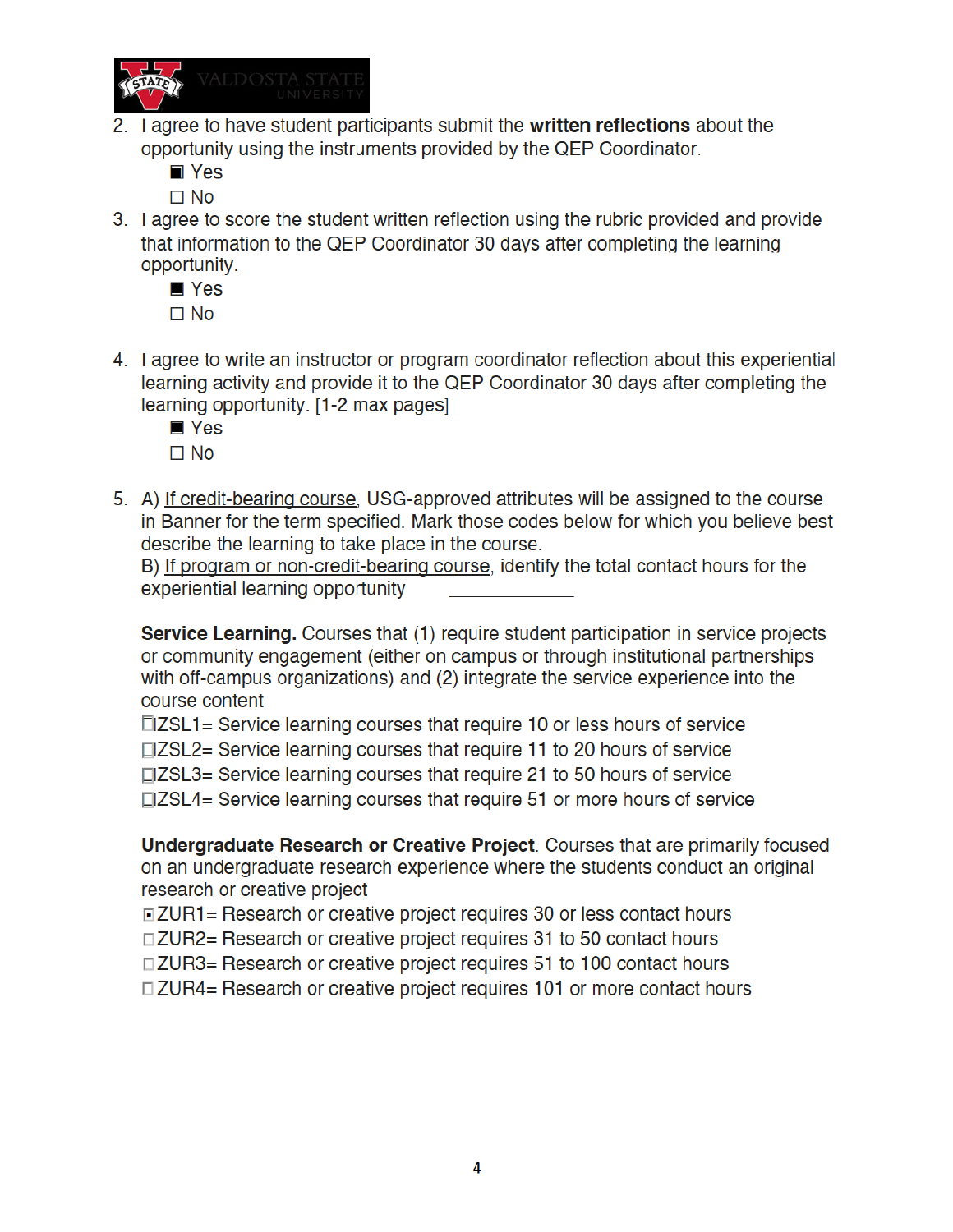2. I agree to have student participants submit the **written reflections** about the opportunity using the instruments provided by the QEP Coordinator.
   - ■ Yes
   - ☐ No
3. I agree to score the student written reflection using the rubric provided and provide that information to the QEP Coordinator 30 days after completing the learning opportunity.
   - ■ Yes
   - ☐ No

4. I agree to write an instructor or program coordinator reflection about this experiential learning activity and provide it to the QEP Coordinator 30 days after completing the learning opportunity. [1-2 max pages]
   - ■ Yes
   - ☐ No

5. A) If credit-bearing course, USG-approved attributes will be assigned to the course in Banner for the term specified. Mark those codes below for which you believe best describe the learning to take place in the course.
   B) If program or non-credit-bearing course, identify the total contact hours for the experiential learning opportunity \_\_\_\_\_\_\_\_\_\_\_\_

   **Service Learning.** Courses that (1) require student participation in service projects or community engagement (either on campus or through institutional partnerships with off-campus organizations) and (2) integrate the service experience into the course content
   ☐ZSL1= Service learning courses that require 10 or less hours of service
   ☐ZSL2= Service learning courses that require 11 to 20 hours of service
   ☐ZSL3= Service learning courses that require 21 to 50 hours of service
   ☐ZSL4= Service learning courses that require 51 or more hours of service

   **Undergraduate Research or Creative Project**. Courses that are primarily focused on an undergraduate research experience where the students conduct an original research or creative project
   ■ZUR1= Research or creative project requires 30 or less contact hours
   ☐ZUR2= Research or creative project requires 31 to 50 contact hours
   ☐ZUR3= Research or creative project requires 51 to 100 contact hours
   ☐ZUR4= Research or creative project requires 101 or more contact hours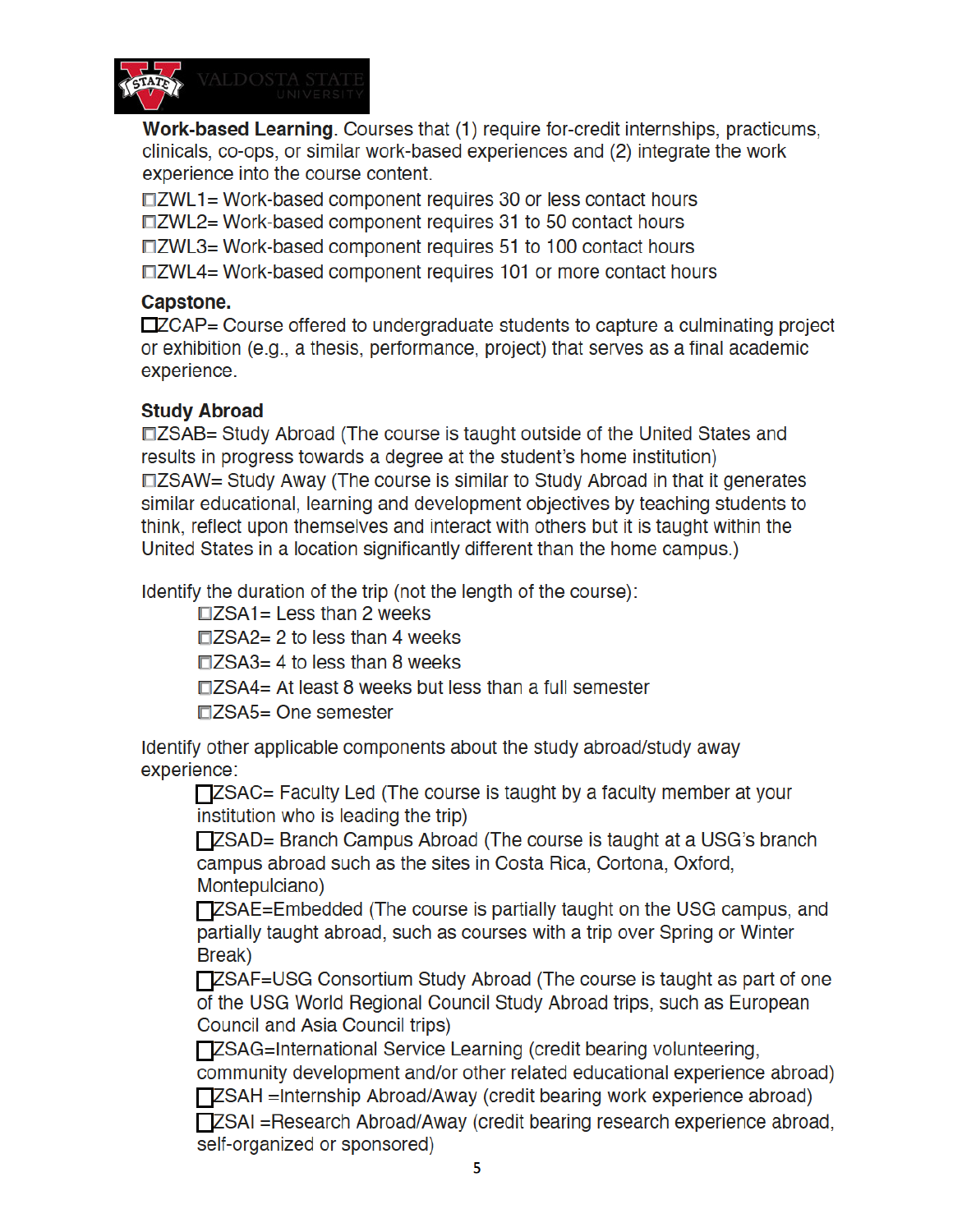**Work-based Learning**. Courses that (1) require for-credit internships, practicums, clinicals, co-ops, or similar work-based experiences and (2) integrate the work experience into the course content.

☐ZWL1= Work-based component requires 30 or less contact hours
☐ZWL2= Work-based component requires 31 to 50 contact hours
☐ZWL3= Work-based component requires 51 to 100 contact hours
☐ZWL4= Work-based component requires 101 or more contact hours

**Capstone.**

☐ZCAP= Course offered to undergraduate students to capture a culminating project or exhibition (e.g., a thesis, performance, project) that serves as a final academic experience.

**Study Abroad**

☐ZSAB= Study Abroad (The course is taught outside of the United States and results in progress towards a degree at the student's home institution)
☐ZSAW= Study Away (The course is similar to Study Abroad in that it generates similar educational, learning and development objectives by teaching students to think, reflect upon themselves and interact with others but it is taught within the United States in a location significantly different than the home campus.)

Identify the duration of the trip (not the length of the course):

☐ZSA1= Less than 2 weeks
☐ZSA2= 2 to less than 4 weeks
☐ZSA3= 4 to less than 8 weeks
☐ZSA4= At least 8 weeks but less than a full semester
☐ZSA5= One semester

Identify other applicable components about the study abroad/study away experience:

☐ZSAC= Faculty Led (The course is taught by a faculty member at your institution who is leading the trip)
☐ZSAD= Branch Campus Abroad (The course is taught at a USG's branch campus abroad such as the sites in Costa Rica, Cortona, Oxford, Montepulciano)
☐ZSAE=Embedded (The course is partially taught on the USG campus, and partially taught abroad, such as courses with a trip over Spring or Winter Break)
☐ZSAF=USG Consortium Study Abroad (The course is taught as part of one of the USG World Regional Council Study Abroad trips, such as European Council and Asia Council trips)
☐ZSAG=International Service Learning (credit bearing volunteering, community development and/or other related educational experience abroad)
☐ZSAH =Internship Abroad/Away (credit bearing work experience abroad)
☐ZSAI =Research Abroad/Away (credit bearing research experience abroad, self-organized or sponsored)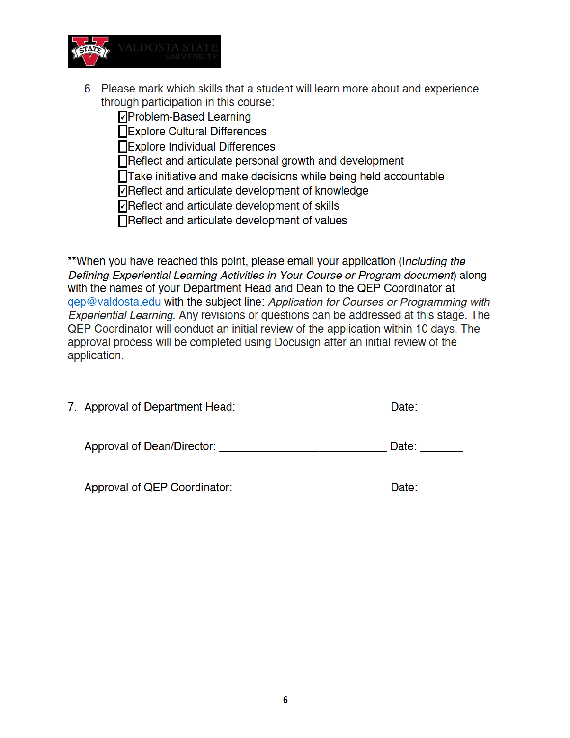6. Please mark which skills that a student will learn more about and experience through participation in this course:
   - [x] Problem-Based Learning
   - [ ] Explore Cultural Differences
   - [ ] Explore Individual Differences
   - [ ] Reflect and articulate personal growth and development
   - [ ] Take initiative and make decisions while being held accountable
   - [x] Reflect and articulate development of knowledge
   - [x] Reflect and articulate development of skills
   - [ ] Reflect and articulate development of values

**When you have reached this point, please email your application (*including the Defining Experiential Learning Activities in Your Course or Program document*) along with the names of your Department Head and Dean to the QEP Coordinator at qep@valdosta.edu with the subject line: *Application for Courses or Programming with Experiential Learning*. Any revisions or questions can be addressed at this stage. The QEP Coordinator will conduct an initial review of the application within 10 days. The approval process will be completed using Docusign after an initial review of the application.

7. Approval of Department Head: ________________________ Date: _______

   Approval of Dean/Director: ___________________________ Date: _______

   Approval of QEP Coordinator: ________________________ Date: _______